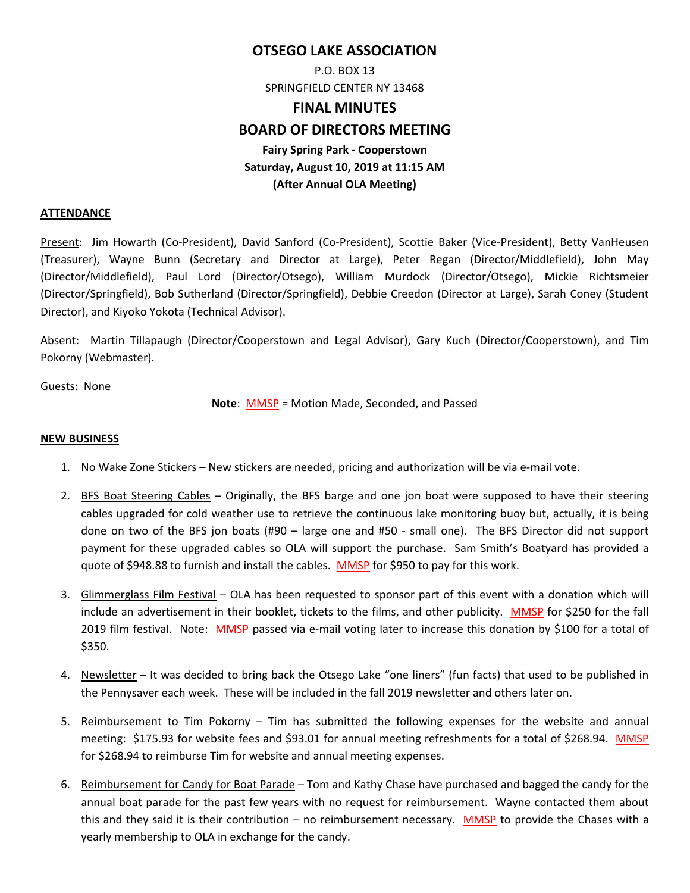# OTSEGO LAKE ASSOCIATION

P.O. BOX 13

SPRINGFIELD CENTER NY 13468

## FINAL MINUTES

## BOARD OF DIRECTORS MEETING

**Fairy Spring Park - Cooperstown**

**Saturday, August 10, 2019 at 11:15 AM**

**(After Annual OLA Meeting)**

### ATTENDANCE

Present: Jim Howarth (Co-President), David Sanford (Co-President), Scottie Baker (Vice-President), Betty VanHeusen (Treasurer), Wayne Bunn (Secretary and Director at Large), Peter Regan (Director/Middlefield), John May (Director/Middlefield), Paul Lord (Director/Otsego), William Murdock (Director/Otsego), Mickie Richtsmeier (Director/Springfield), Bob Sutherland (Director/Springfield), Debbie Creedon (Director at Large), Sarah Coney (Student Director), and Kiyoko Yokota (Technical Advisor).

Absent: Martin Tillapaugh (Director/Cooperstown and Legal Advisor), Gary Kuch (Director/Cooperstown), and Tim Pokorny (Webmaster).

Guests: None

**Note**: MMSP = Motion Made, Seconded, and Passed

### NEW BUSINESS

1. No Wake Zone Stickers – New stickers are needed, pricing and authorization will be via e-mail vote.

2. BFS Boat Steering Cables – Originally, the BFS barge and one jon boat were supposed to have their steering cables upgraded for cold weather use to retrieve the continuous lake monitoring buoy but, actually, it is being done on two of the BFS jon boats (#90 – large one and #50 - small one). The BFS Director did not support payment for these upgraded cables so OLA will support the purchase. Sam Smith's Boatyard has provided a quote of $948.88 to furnish and install the cables. MMSP for $950 to pay for this work.

3. Glimmerglass Film Festival – OLA has been requested to sponsor part of this event with a donation which will include an advertisement in their booklet, tickets to the films, and other publicity. MMSP for $250 for the fall 2019 film festival. Note: MMSP passed via e-mail voting later to increase this donation by $100 for a total of $350.

4. Newsletter – It was decided to bring back the Otsego Lake "one liners" (fun facts) that used to be published in the Pennysaver each week. These will be included in the fall 2019 newsletter and others later on.

5. Reimbursement to Tim Pokorny – Tim has submitted the following expenses for the website and annual meeting: $175.93 for website fees and $93.01 for annual meeting refreshments for a total of $268.94. MMSP for $268.94 to reimburse Tim for website and annual meeting expenses.

6. Reimbursement for Candy for Boat Parade – Tom and Kathy Chase have purchased and bagged the candy for the annual boat parade for the past few years with no request for reimbursement. Wayne contacted them about this and they said it is their contribution – no reimbursement necessary. MMSP to provide the Chases with a yearly membership to OLA in exchange for the candy.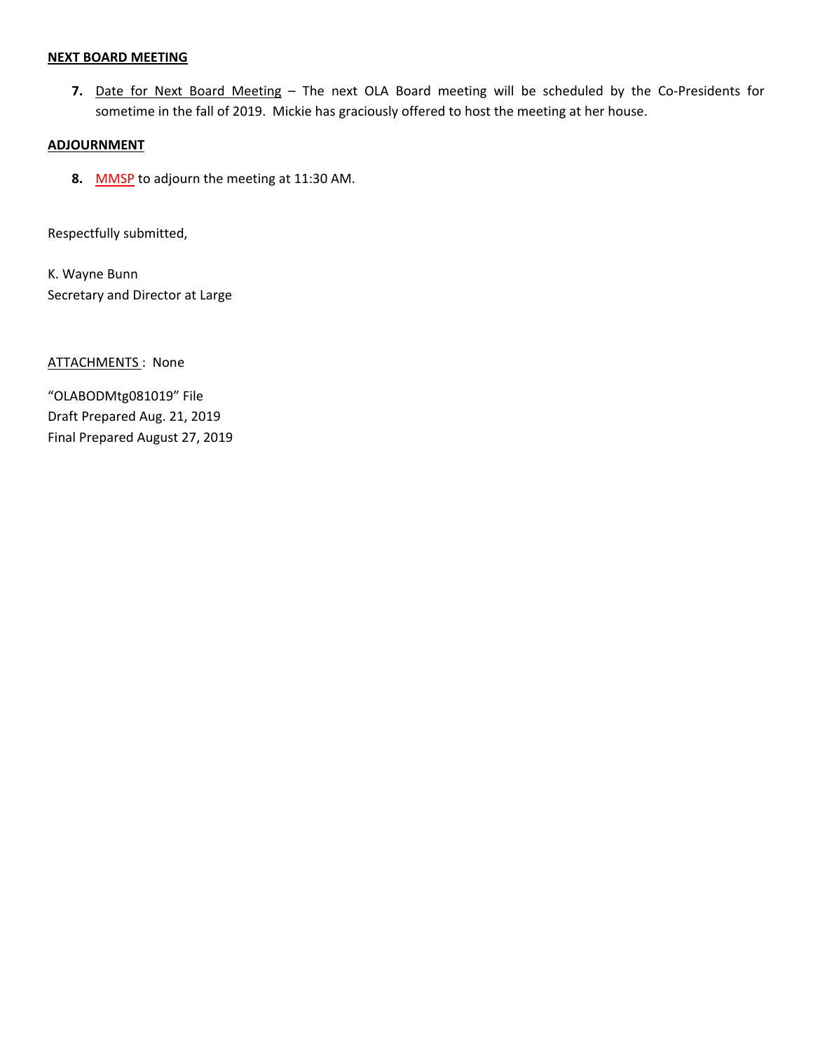**NEXT BOARD MEETING**

7. Date for Next Board Meeting – The next OLA Board meeting will be scheduled by the Co-Presidents for sometime in the fall of 2019. Mickie has graciously offered to host the meeting at her house.

**ADJOURNMENT**

8. MMSP to adjourn the meeting at 11:30 AM.

Respectfully submitted,

K. Wayne Bunn
Secretary and Director at Large

ATTACHMENTS : None

"OLABODMtg081019" File
Draft Prepared Aug. 21, 2019
Final Prepared August 27, 2019